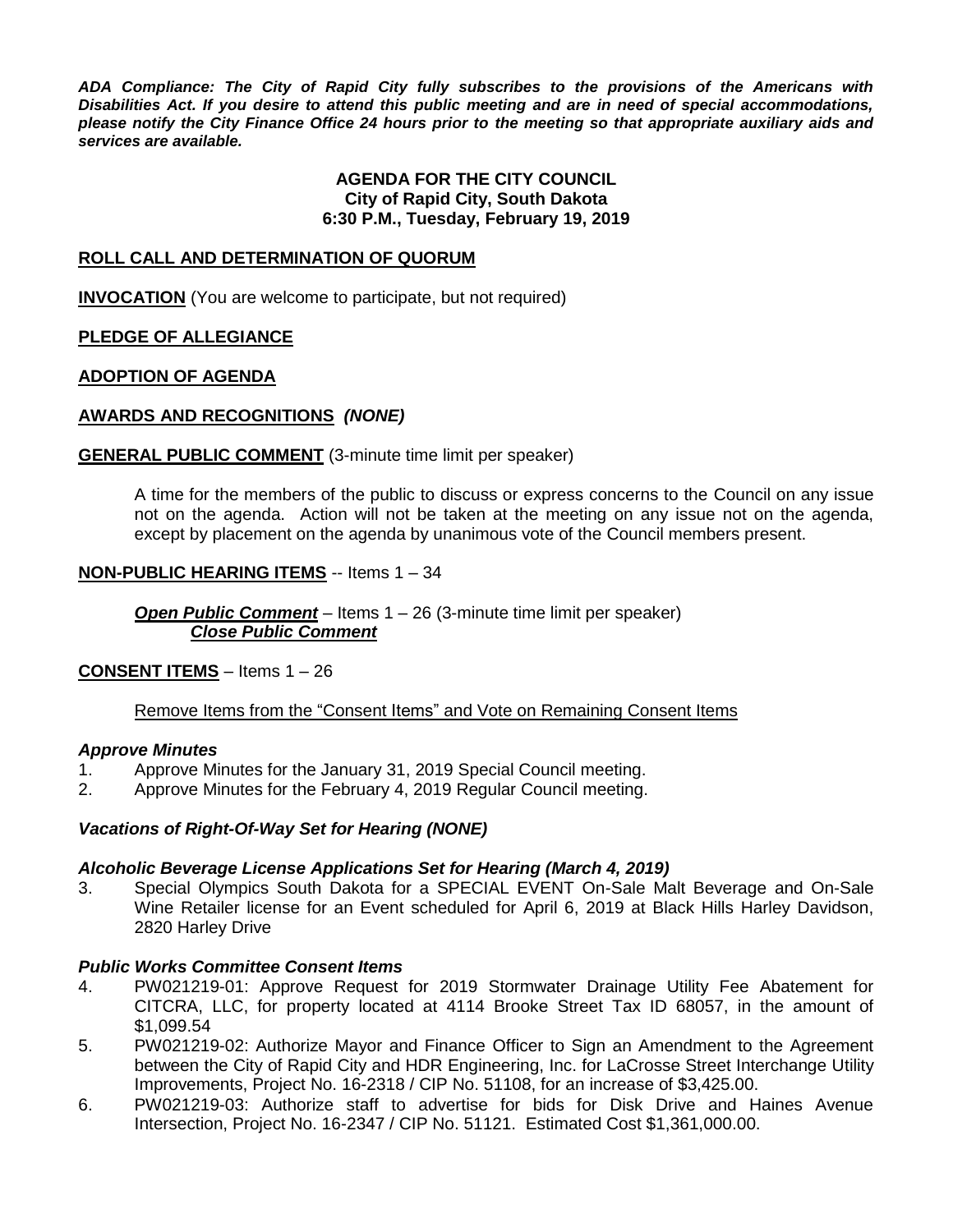***ADA Compliance: The City of Rapid City fully subscribes to the provisions of the Americans with Disabilities Act. If you desire to attend this public meeting and are in need of special accommodations, please notify the City Finance Office 24 hours prior to the meeting so that appropriate auxiliary aids and services are available.***

**AGENDA FOR THE CITY COUNCIL**
**City of Rapid City, South Dakota**
**6:30 P.M., Tuesday, February 19, 2019**

**ROLL CALL AND DETERMINATION OF QUORUM**

**INVOCATION** (You are welcome to participate, but not required)

**PLEDGE OF ALLEGIANCE**

**ADOPTION OF AGENDA**

**AWARDS AND RECOGNITIONS** ***(NONE)***

**GENERAL PUBLIC COMMENT** (3-minute time limit per speaker)

A time for the members of the public to discuss or express concerns to the Council on any issue not on the agenda. Action will not be taken at the meeting on any issue not on the agenda, except by placement on the agenda by unanimous vote of the Council members present.

**NON-PUBLIC HEARING ITEMS** -- Items 1 – 34

***Open Public Comment*** – Items 1 – 26 (3-minute time limit per speaker)
***Close Public Comment***

**CONSENT ITEMS** – Items 1 – 26

Remove Items from the "Consent Items" and Vote on Remaining Consent Items

***Approve Minutes***

1. Approve Minutes for the January 31, 2019 Special Council meeting.
2. Approve Minutes for the February 4, 2019 Regular Council meeting.

***Vacations of Right-Of-Way Set for Hearing (NONE)***

***Alcoholic Beverage License Applications Set for Hearing (March 4, 2019)***

3. Special Olympics South Dakota for a SPECIAL EVENT On-Sale Malt Beverage and On-Sale Wine Retailer license for an Event scheduled for April 6, 2019 at Black Hills Harley Davidson, 2820 Harley Drive

***Public Works Committee Consent Items***

4. PW021219-01: Approve Request for 2019 Stormwater Drainage Utility Fee Abatement for CITCRA, LLC, for property located at 4114 Brooke Street Tax ID 68057, in the amount of $1,099.54
5. PW021219-02: Authorize Mayor and Finance Officer to Sign an Amendment to the Agreement between the City of Rapid City and HDR Engineering, Inc. for LaCrosse Street Interchange Utility Improvements, Project No. 16-2318 / CIP No. 51108, for an increase of $3,425.00.
6. PW021219-03: Authorize staff to advertise for bids for Disk Drive and Haines Avenue Intersection, Project No. 16-2347 / CIP No. 51121. Estimated Cost $1,361,000.00.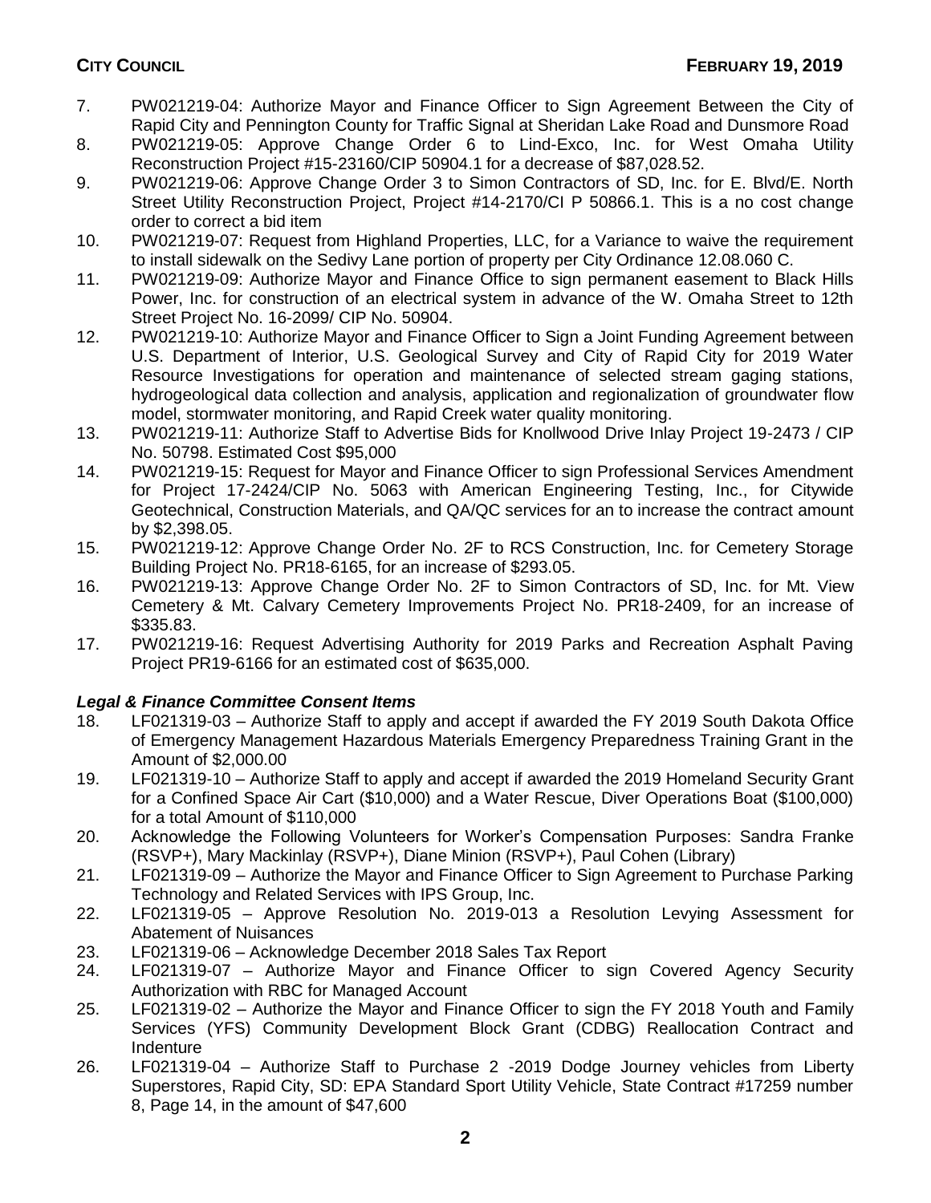7. PW021219-04: Authorize Mayor and Finance Officer to Sign Agreement Between the City of Rapid City and Pennington County for Traffic Signal at Sheridan Lake Road and Dunsmore Road
8. PW021219-05: Approve Change Order 6 to Lind-Exco, Inc. for West Omaha Utility Reconstruction Project #15-23160/CIP 50904.1 for a decrease of $87,028.52.
9. PW021219-06: Approve Change Order 3 to Simon Contractors of SD, Inc. for E. Blvd/E. North Street Utility Reconstruction Project, Project #14-2170/CI P 50866.1. This is a no cost change order to correct a bid item
10. PW021219-07: Request from Highland Properties, LLC, for a Variance to waive the requirement to install sidewalk on the Sedivy Lane portion of property per City Ordinance 12.08.060 C.
11. PW021219-09: Authorize Mayor and Finance Office to sign permanent easement to Black Hills Power, Inc. for construction of an electrical system in advance of the W. Omaha Street to 12th Street Project No. 16-2099/ CIP No. 50904.
12. PW021219-10: Authorize Mayor and Finance Officer to Sign a Joint Funding Agreement between U.S. Department of Interior, U.S. Geological Survey and City of Rapid City for 2019 Water Resource Investigations for operation and maintenance of selected stream gaging stations, hydrogeological data collection and analysis, application and regionalization of groundwater flow model, stormwater monitoring, and Rapid Creek water quality monitoring.
13. PW021219-11: Authorize Staff to Advertise Bids for Knollwood Drive Inlay Project 19-2473 / CIP No. 50798. Estimated Cost $95,000
14. PW021219-15: Request for Mayor and Finance Officer to sign Professional Services Amendment for Project 17-2424/CIP No. 5063 with American Engineering Testing, Inc., for Citywide Geotechnical, Construction Materials, and QA/QC services for an to increase the contract amount by $2,398.05.
15. PW021219-12: Approve Change Order No. 2F to RCS Construction, Inc. for Cemetery Storage Building Project No. PR18-6165, for an increase of $293.05.
16. PW021219-13: Approve Change Order No. 2F to Simon Contractors of SD, Inc. for Mt. View Cemetery & Mt. Calvary Cemetery Improvements Project No. PR18-2409, for an increase of $335.83.
17. PW021219-16: Request Advertising Authority for 2019 Parks and Recreation Asphalt Paving Project PR19-6166 for an estimated cost of $635,000.

***Legal & Finance Committee Consent Items***

18. LF021319-03 – Authorize Staff to apply and accept if awarded the FY 2019 South Dakota Office of Emergency Management Hazardous Materials Emergency Preparedness Training Grant in the Amount of $2,000.00
19. LF021319-10 – Authorize Staff to apply and accept if awarded the 2019 Homeland Security Grant for a Confined Space Air Cart ($10,000) and a Water Rescue, Diver Operations Boat ($100,000) for a total Amount of $110,000
20. Acknowledge the Following Volunteers for Worker's Compensation Purposes: Sandra Franke (RSVP+), Mary Mackinlay (RSVP+), Diane Minion (RSVP+), Paul Cohen (Library)
21. LF021319-09 – Authorize the Mayor and Finance Officer to Sign Agreement to Purchase Parking Technology and Related Services with IPS Group, Inc.
22. LF021319-05 – Approve Resolution No. 2019-013 a Resolution Levying Assessment for Abatement of Nuisances
23. LF021319-06 – Acknowledge December 2018 Sales Tax Report
24. LF021319-07 – Authorize Mayor and Finance Officer to sign Covered Agency Security Authorization with RBC for Managed Account
25. LF021319-02 – Authorize the Mayor and Finance Officer to sign the FY 2018 Youth and Family Services (YFS) Community Development Block Grant (CDBG) Reallocation Contract and Indenture
26. LF021319-04 – Authorize Staff to Purchase 2 -2019 Dodge Journey vehicles from Liberty Superstores, Rapid City, SD: EPA Standard Sport Utility Vehicle, State Contract #17259 number 8, Page 14, in the amount of $47,600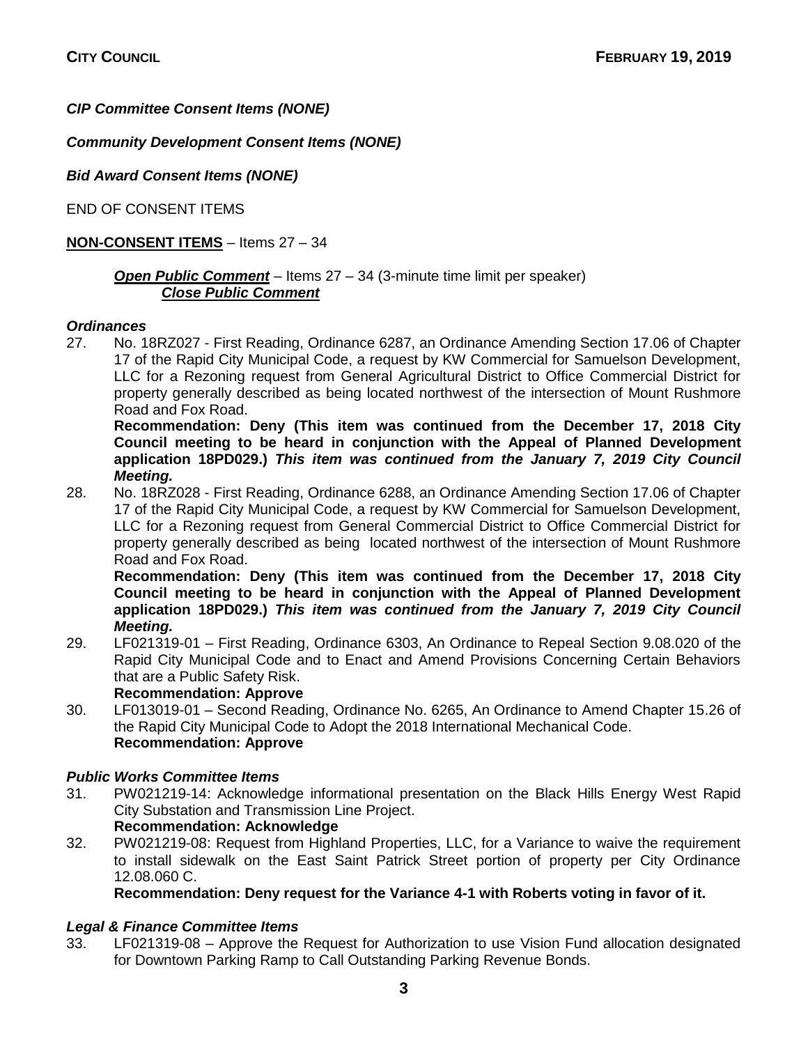***CIP Committee Consent Items (NONE)***

***Community Development Consent Items (NONE)***

***Bid Award Consent Items (NONE)***

END OF CONSENT ITEMS

**NON-CONSENT ITEMS** – Items 27 – 34

***Open Public Comment*** – Items 27 – 34 (3-minute time limit per speaker)
***Close Public Comment***

***Ordinances***

27. No. 18RZ027 - First Reading, Ordinance 6287, an Ordinance Amending Section 17.06 of Chapter 17 of the Rapid City Municipal Code, a request by KW Commercial for Samuelson Development, LLC for a Rezoning request from General Agricultural District to Office Commercial District for property generally described as being located northwest of the intersection of Mount Rushmore Road and Fox Road.
**Recommendation: Deny (This item was continued from the December 17, 2018 City Council meeting to be heard in conjunction with the Appeal of Planned Development application 18PD029.) *This item was continued from the January 7, 2019 City Council Meeting.***
28. No. 18RZ028 - First Reading, Ordinance 6288, an Ordinance Amending Section 17.06 of Chapter 17 of the Rapid City Municipal Code, a request by KW Commercial for Samuelson Development, LLC for a Rezoning request from General Commercial District to Office Commercial District for property generally described as being located northwest of the intersection of Mount Rushmore Road and Fox Road.
**Recommendation: Deny (This item was continued from the December 17, 2018 City Council meeting to be heard in conjunction with the Appeal of Planned Development application 18PD029.) *This item was continued from the January 7, 2019 City Council Meeting.***
29. LF021319-01 – First Reading, Ordinance 6303, An Ordinance to Repeal Section 9.08.020 of the Rapid City Municipal Code and to Enact and Amend Provisions Concerning Certain Behaviors that are a Public Safety Risk.
**Recommendation: Approve**
30. LF013019-01 – Second Reading, Ordinance No. 6265, An Ordinance to Amend Chapter 15.26 of the Rapid City Municipal Code to Adopt the 2018 International Mechanical Code.
**Recommendation: Approve**

***Public Works Committee Items***

31. PW021219-14: Acknowledge informational presentation on the Black Hills Energy West Rapid City Substation and Transmission Line Project.
**Recommendation: Acknowledge**
32. PW021219-08: Request from Highland Properties, LLC, for a Variance to waive the requirement to install sidewalk on the East Saint Patrick Street portion of property per City Ordinance 12.08.060 C.
**Recommendation: Deny request for the Variance 4-1 with Roberts voting in favor of it.**

***Legal & Finance Committee Items***

33. LF021319-08 – Approve the Request for Authorization to use Vision Fund allocation designated for Downtown Parking Ramp to Call Outstanding Parking Revenue Bonds.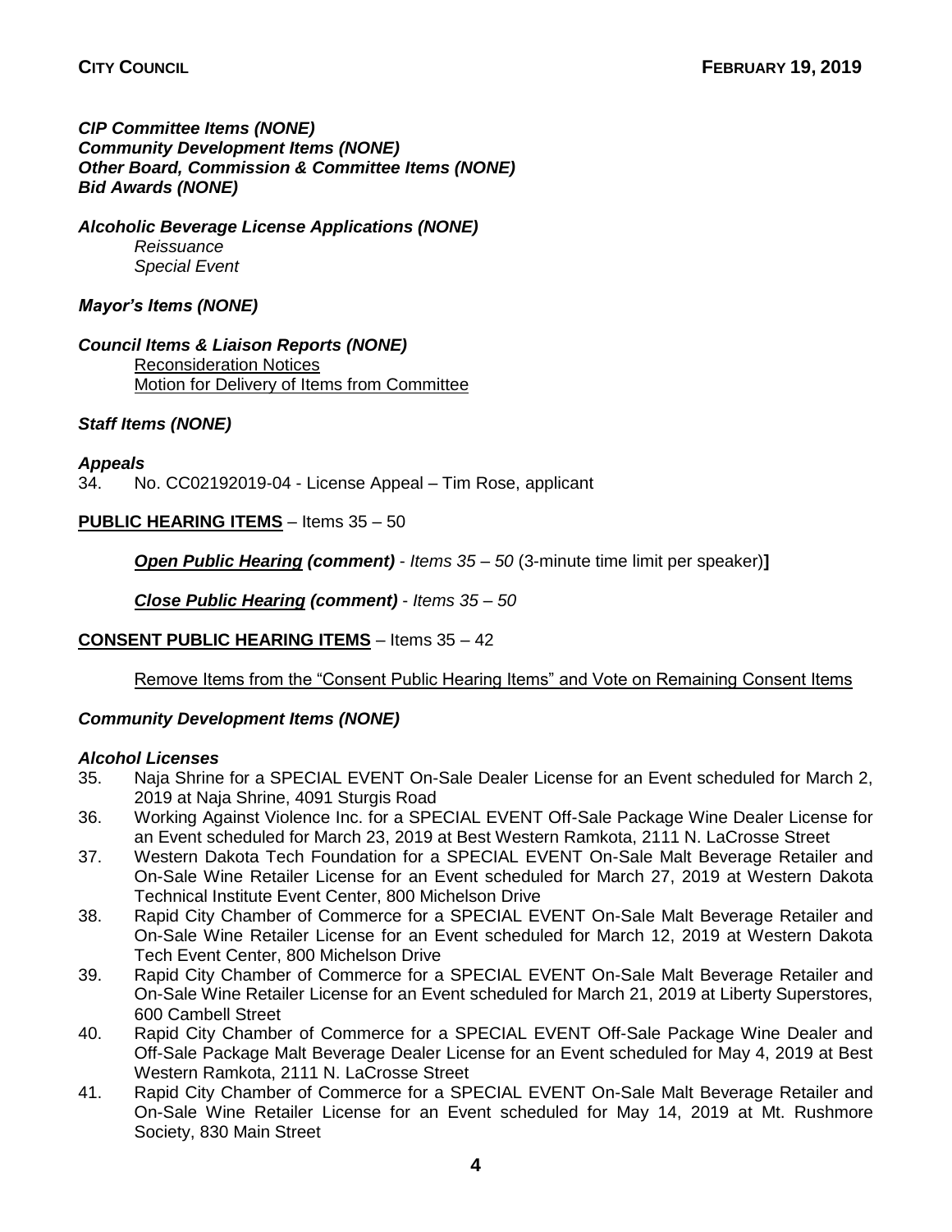***CIP Committee Items (NONE)***
***Community Development Items (NONE)***
***Other Board, Commission & Committee Items (NONE)***
***Bid Awards (NONE)***

***Alcoholic Beverage License Applications (NONE)***

*Reissuance*
*Special Event*

***Mayor's Items (NONE)***

***Council Items & Liaison Reports (NONE)***

<u>Reconsideration Notices</u>
<u>Motion for Delivery of Items from Committee</u>

***Staff Items (NONE)***

***Appeals***

34. No. CC02192019-04 - License Appeal – Tim Rose, applicant

**<u>PUBLIC HEARING ITEMS</u>** – Items 35 – 50

***<u>Open Public Hearing</u> (comment)*** - *Items 35 – 50* (3-minute time limit per speaker)**]**

***<u>Close Public Hearing</u> (comment)*** - *Items 35 – 50*

**<u>CONSENT PUBLIC HEARING ITEMS</u>** – Items 35 – 42

<u>Remove Items from the "Consent Public Hearing Items" and Vote on Remaining Consent Items</u>

***Community Development Items (NONE)***

***Alcohol Licenses***

35. Naja Shrine for a SPECIAL EVENT On-Sale Dealer License for an Event scheduled for March 2, 2019 at Naja Shrine, 4091 Sturgis Road
36. Working Against Violence Inc. for a SPECIAL EVENT Off-Sale Package Wine Dealer License for an Event scheduled for March 23, 2019 at Best Western Ramkota, 2111 N. LaCrosse Street
37. Western Dakota Tech Foundation for a SPECIAL EVENT On-Sale Malt Beverage Retailer and On-Sale Wine Retailer License for an Event scheduled for March 27, 2019 at Western Dakota Technical Institute Event Center, 800 Michelson Drive
38. Rapid City Chamber of Commerce for a SPECIAL EVENT On-Sale Malt Beverage Retailer and On-Sale Wine Retailer License for an Event scheduled for March 12, 2019 at Western Dakota Tech Event Center, 800 Michelson Drive
39. Rapid City Chamber of Commerce for a SPECIAL EVENT On-Sale Malt Beverage Retailer and On-Sale Wine Retailer License for an Event scheduled for March 21, 2019 at Liberty Superstores, 600 Cambell Street
40. Rapid City Chamber of Commerce for a SPECIAL EVENT Off-Sale Package Wine Dealer and Off-Sale Package Malt Beverage Dealer License for an Event scheduled for May 4, 2019 at Best Western Ramkota, 2111 N. LaCrosse Street
41. Rapid City Chamber of Commerce for a SPECIAL EVENT On-Sale Malt Beverage Retailer and On-Sale Wine Retailer License for an Event scheduled for May 14, 2019 at Mt. Rushmore Society, 830 Main Street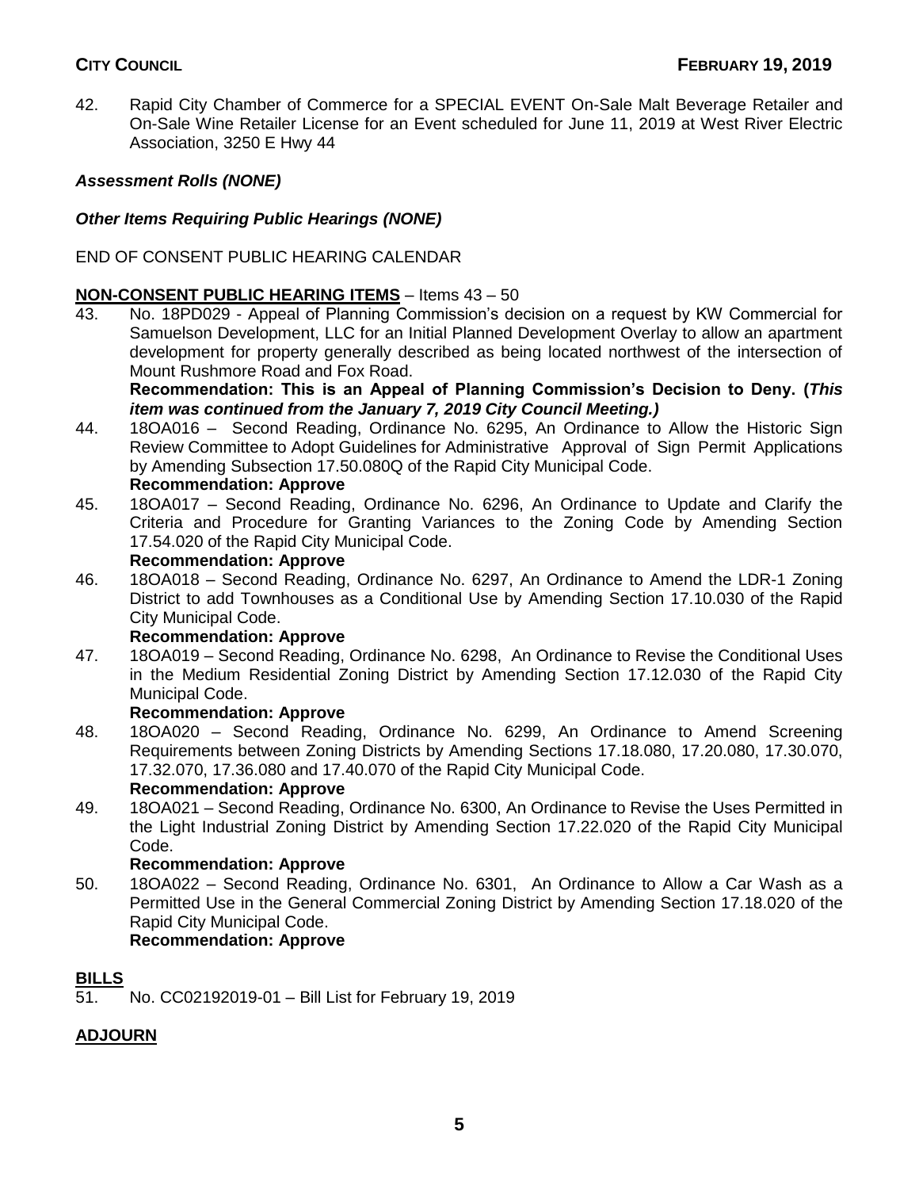42. Rapid City Chamber of Commerce for a SPECIAL EVENT On-Sale Malt Beverage Retailer and On-Sale Wine Retailer License for an Event scheduled for June 11, 2019 at West River Electric Association, 3250 E Hwy 44

***Assessment Rolls (NONE)***

***Other Items Requiring Public Hearings (NONE)***

END OF CONSENT PUBLIC HEARING CALENDAR

**NON-CONSENT PUBLIC HEARING ITEMS** – Items 43 – 50

43. No. 18PD029 - Appeal of Planning Commission's decision on a request by KW Commercial for Samuelson Development, LLC for an Initial Planned Development Overlay to allow an apartment development for property generally described as being located northwest of the intersection of Mount Rushmore Road and Fox Road.
    **Recommendation: This is an Appeal of Planning Commission's Decision to Deny. (*This item was continued from the January 7, 2019 City Council Meeting.)***
44. 18OA016 – Second Reading, Ordinance No. 6295, An Ordinance to Allow the Historic Sign Review Committee to Adopt Guidelines for Administrative Approval of Sign Permit Applications by Amending Subsection 17.50.080Q of the Rapid City Municipal Code.
    **Recommendation: Approve**
45. 18OA017 – Second Reading, Ordinance No. 6296, An Ordinance to Update and Clarify the Criteria and Procedure for Granting Variances to the Zoning Code by Amending Section 17.54.020 of the Rapid City Municipal Code.
    **Recommendation: Approve**
46. 18OA018 – Second Reading, Ordinance No. 6297, An Ordinance to Amend the LDR-1 Zoning District to add Townhouses as a Conditional Use by Amending Section 17.10.030 of the Rapid City Municipal Code.
    **Recommendation: Approve**
47. 18OA019 – Second Reading, Ordinance No. 6298, An Ordinance to Revise the Conditional Uses in the Medium Residential Zoning District by Amending Section 17.12.030 of the Rapid City Municipal Code.
    **Recommendation: Approve**
48. 18OA020 – Second Reading, Ordinance No. 6299, An Ordinance to Amend Screening Requirements between Zoning Districts by Amending Sections 17.18.080, 17.20.080, 17.30.070, 17.32.070, 17.36.080 and 17.40.070 of the Rapid City Municipal Code.
    **Recommendation: Approve**
49. 18OA021 – Second Reading, Ordinance No. 6300, An Ordinance to Revise the Uses Permitted in the Light Industrial Zoning District by Amending Section 17.22.020 of the Rapid City Municipal Code.
    **Recommendation: Approve**
50. 18OA022 – Second Reading, Ordinance No. 6301, An Ordinance to Allow a Car Wash as a Permitted Use in the General Commercial Zoning District by Amending Section 17.18.020 of the Rapid City Municipal Code.
    **Recommendation: Approve**

**BILLS**

51. No. CC02192019-01 – Bill List for February 19, 2019

**ADJOURN**